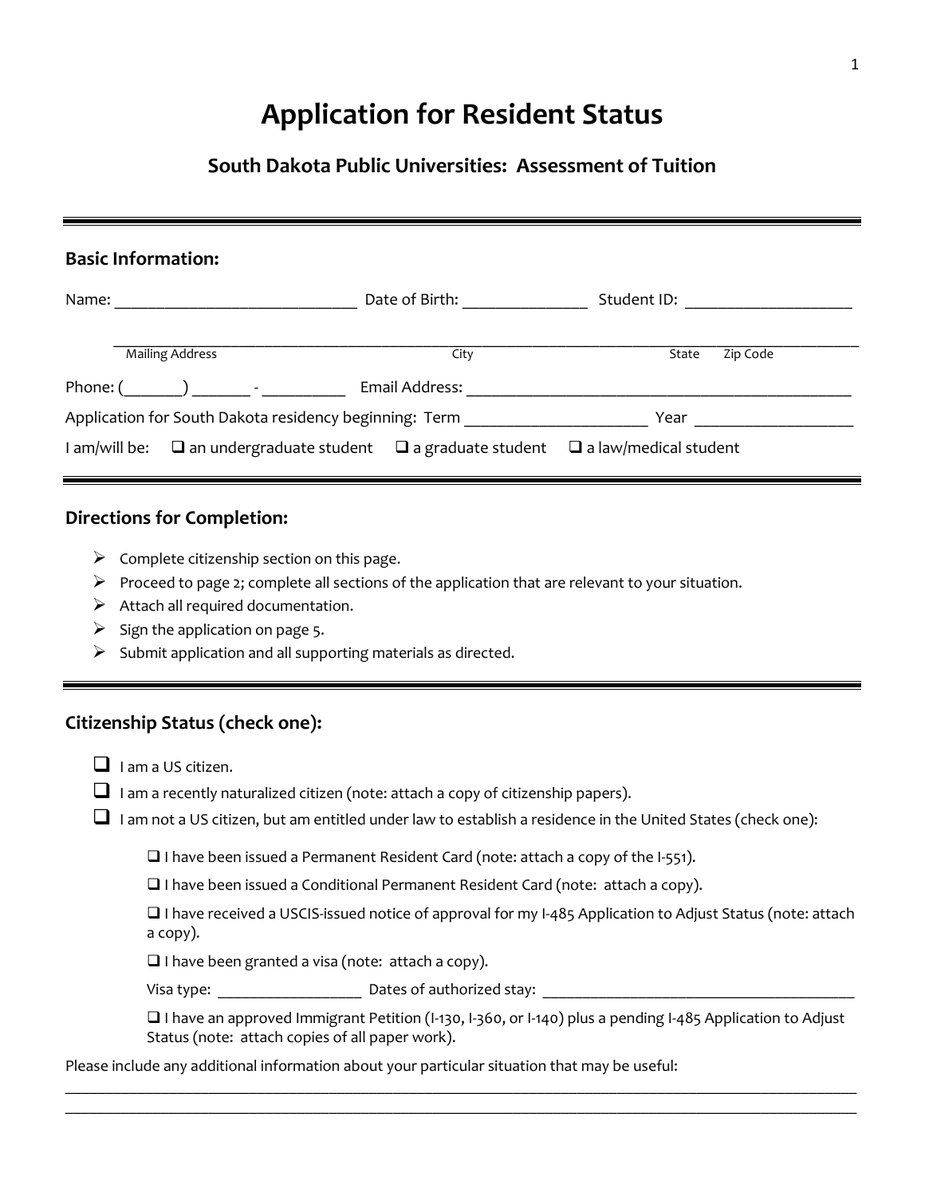# Application for Resident Status

## South Dakota Public Universities: Assessment of Tuition

---

### Basic Information:

Name: ____________________________ Date of Birth: ______________ Student ID: ___________________

________________________________________________________________________________________
Mailing Address City State Zip Code

Phone: (_______) _______ - __________ Email Address: _____________________________________________

Application for South Dakota residency beginning: Term _____________________ Year __________________

I am/will be: ❑ an undergraduate student ❑ a graduate student ❑ a law/medical student

---

### Directions for Completion:

- Complete citizenship section on this page.
- Proceed to page 2; complete all sections of the application that are relevant to your situation.
- Attach all required documentation.
- Sign the application on page 5.
- Submit application and all supporting materials as directed.

---

### Citizenship Status (check one):

❑ I am a US citizen.

❑ I am a recently naturalized citizen (note: attach a copy of citizenship papers).

❑ I am not a US citizen, but am entitled under law to establish a residence in the United States (check one):

> ❑ I have been issued a Permanent Resident Card (note: attach a copy of the I-551).
>
> ❑ I have been issued a Conditional Permanent Resident Card (note: attach a copy).
>
> ❑ I have received a USCIS-issued notice of approval for my I-485 Application to Adjust Status (note: attach a copy).
>
> ❑ I have been granted a visa (note: attach a copy).
>
> Visa type: __________________ Dates of authorized stay: _______________________________________
>
> ❑ I have an approved Immigrant Petition (I-130, I-360, or I-140) plus a pending I-485 Application to Adjust Status (note: attach copies of all paper work).

Please include any additional information about your particular situation that may be useful:

________________________________________________________________________________________

________________________________________________________________________________________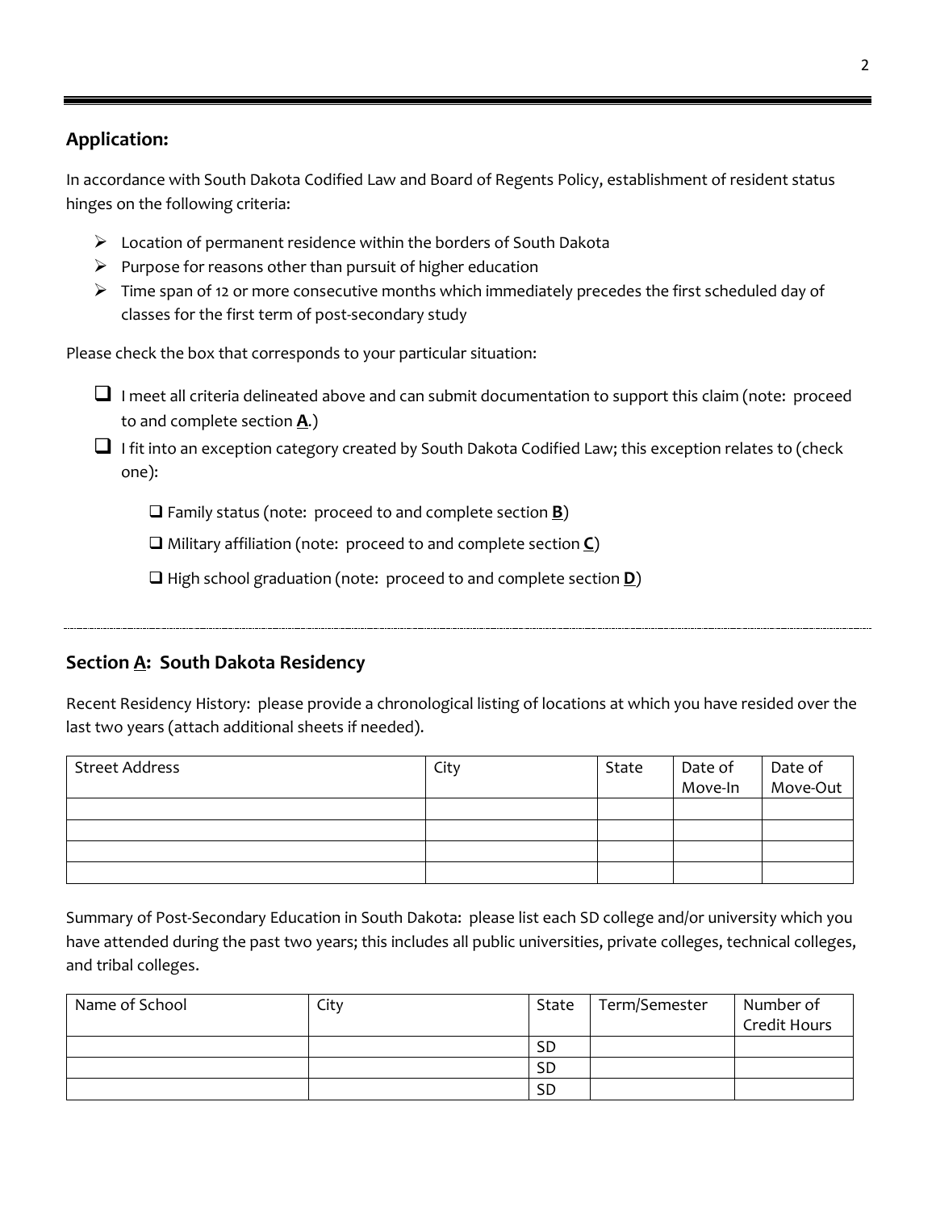## Application:

In accordance with South Dakota Codified Law and Board of Regents Policy, establishment of resident status hinges on the following criteria:

- Location of permanent residence within the borders of South Dakota
- Purpose for reasons other than pursuit of higher education
- Time span of 12 or more consecutive months which immediately precedes the first scheduled day of classes for the first term of post-secondary study

Please check the box that corresponds to your particular situation:

- ☐ I meet all criteria delineated above and can submit documentation to support this claim (note: proceed to and complete section **A**.)
- ☐ I fit into an exception category created by South Dakota Codified Law; this exception relates to (check one):
  - ☐ Family status (note: proceed to and complete section **B**)
  - ☐ Military affiliation (note: proceed to and complete section **C**)
  - ☐ High school graduation (note: proceed to and complete section **D**)

---

## Section A: South Dakota Residency

Recent Residency History: please provide a chronological listing of locations at which you have resided over the last two years (attach additional sheets if needed).

| Street Address | City | State | Date of Move-In | Date of Move-Out |
|---|---|---|---|---|
| | | | | |
| | | | | |
| | | | | |
| | | | | |

Summary of Post-Secondary Education in South Dakota: please list each SD college and/or university which you have attended during the past two years; this includes all public universities, private colleges, technical colleges, and tribal colleges.

| Name of School | City | State | Term/Semester | Number of Credit Hours |
|---|---|---|---|---|
| | | SD | | |
| | | SD | | |
| | | SD | | |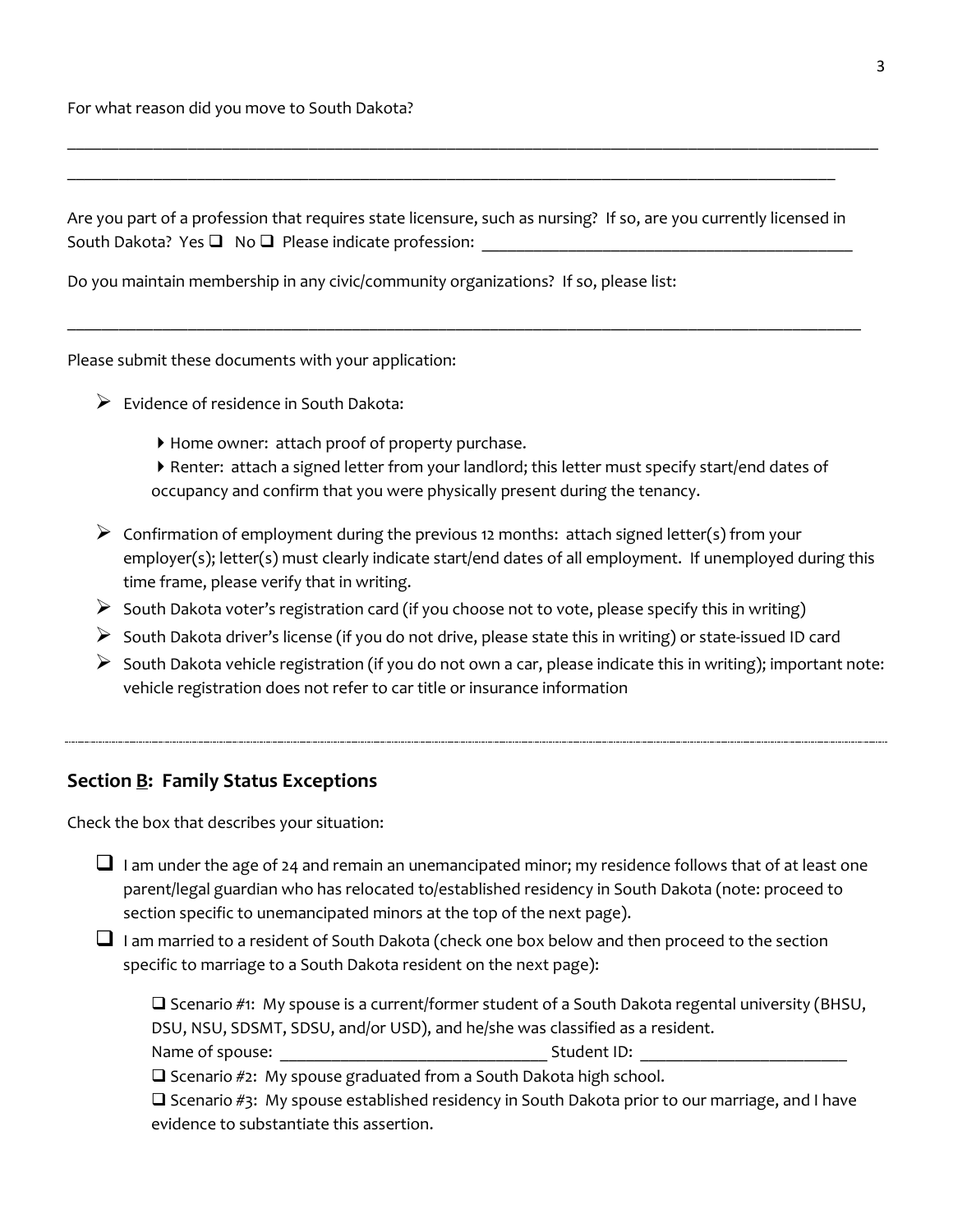For what reason did you move to South Dakota?

_______________________________________________________________________________________________

_____________________________________________________________________________________________

Are you part of a profession that requires state licensure, such as nursing? If so, are you currently licensed in South Dakota? Yes ❑ No ❑ Please indicate profession: ____________________________________________

Do you maintain membership in any civic/community organizations? If so, please list:

_____________________________________________________________________________________________

Please submit these documents with your application:

- Evidence of residence in South Dakota:
  - Home owner: attach proof of property purchase.
  - Renter: attach a signed letter from your landlord; this letter must specify start/end dates of occupancy and confirm that you were physically present during the tenancy.
- Confirmation of employment during the previous 12 months: attach signed letter(s) from your employer(s); letter(s) must clearly indicate start/end dates of all employment. If unemployed during this time frame, please verify that in writing.
- South Dakota voter's registration card (if you choose not to vote, please specify this in writing)
- South Dakota driver's license (if you do not drive, please state this in writing) or state-issued ID card
- South Dakota vehicle registration (if you do not own a car, please indicate this in writing); important note: vehicle registration does not refer to car title or insurance information

---

## Section B: Family Status Exceptions

Check the box that describes your situation:

❑ I am under the age of 24 and remain an unemancipated minor; my residence follows that of at least one parent/legal guardian who has relocated to/established residency in South Dakota (note: proceed to section specific to unemancipated minors at the top of the next page).

❑ I am married to a resident of South Dakota (check one box below and then proceed to the section specific to marriage to a South Dakota resident on the next page):

❑ Scenario #1: My spouse is a current/former student of a South Dakota regental university (BHSU, DSU, NSU, SDSMT, SDSU, and/or USD), and he/she was classified as a resident.
Name of spouse: _______________________________ Student ID: ________________________

❑ Scenario #2: My spouse graduated from a South Dakota high school.

❑ Scenario #3: My spouse established residency in South Dakota prior to our marriage, and I have evidence to substantiate this assertion.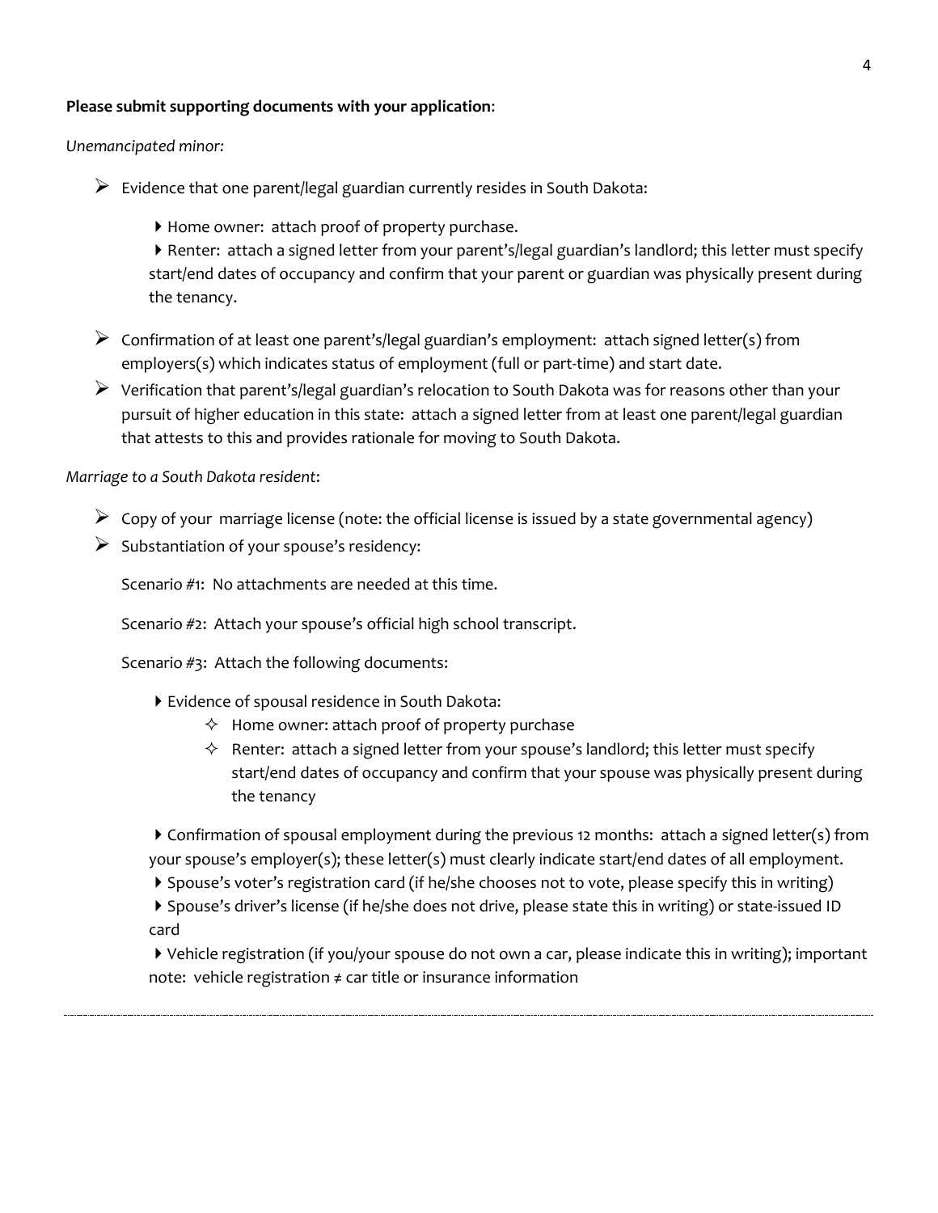**Please submit supporting documents with your application**:

*Unemancipated minor:*

- Evidence that one parent/legal guardian currently resides in South Dakota:
  - Home owner: attach proof of property purchase.
  - Renter: attach a signed letter from your parent's/legal guardian's landlord; this letter must specify start/end dates of occupancy and confirm that your parent or guardian was physically present during the tenancy.
- Confirmation of at least one parent's/legal guardian's employment: attach signed letter(s) from employers(s) which indicates status of employment (full or part-time) and start date.
- Verification that parent's/legal guardian's relocation to South Dakota was for reasons other than your pursuit of higher education in this state: attach a signed letter from at least one parent/legal guardian that attests to this and provides rationale for moving to South Dakota.

*Marriage to a South Dakota resident*:

- Copy of your marriage license (note: the official license is issued by a state governmental agency)
- Substantiation of your spouse's residency:

  Scenario #1: No attachments are needed at this time.

  Scenario #2: Attach your spouse's official high school transcript.

  Scenario #3: Attach the following documents:

  - Evidence of spousal residence in South Dakota:
    - Home owner: attach proof of property purchase
    - Renter: attach a signed letter from your spouse's landlord; this letter must specify start/end dates of occupancy and confirm that your spouse was physically present during the tenancy
  - Confirmation of spousal employment during the previous 12 months: attach a signed letter(s) from your spouse's employer(s); these letter(s) must clearly indicate start/end dates of all employment.
  - Spouse's voter's registration card (if he/she chooses not to vote, please specify this in writing)
  - Spouse's driver's license (if he/she does not drive, please state this in writing) or state-issued ID card
  - Vehicle registration (if you/your spouse do not own a car, please indicate this in writing); important note: vehicle registration ≠ car title or insurance information

---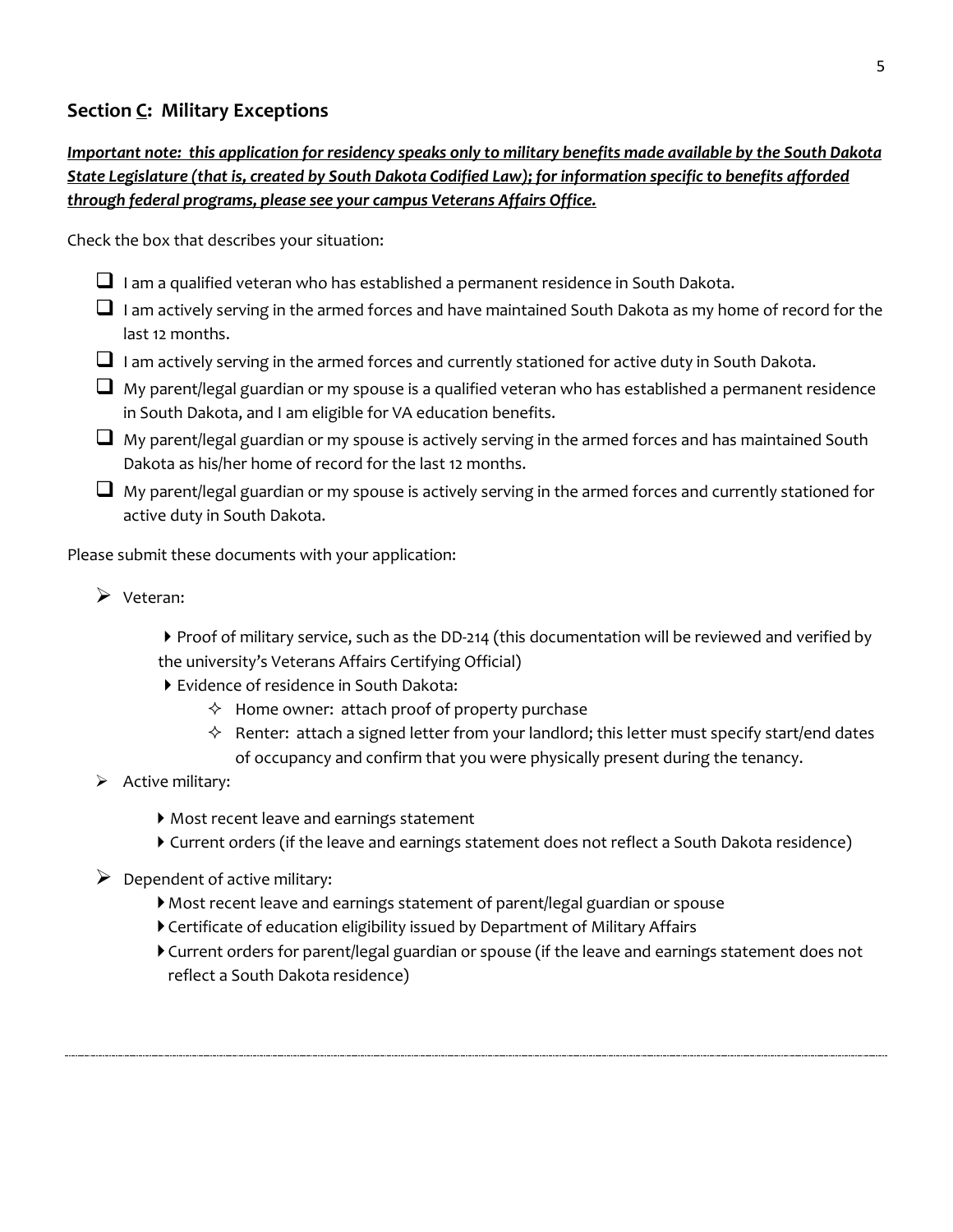## Section C: Military Exceptions

***Important note: this application for residency speaks only to military benefits made available by the South Dakota State Legislature (that is, created by South Dakota Codified Law); for information specific to benefits afforded through federal programs, please see your campus Veterans Affairs Office.***

Check the box that describes your situation:

- ☐ I am a qualified veteran who has established a permanent residence in South Dakota.
- ☐ I am actively serving in the armed forces and have maintained South Dakota as my home of record for the last 12 months.
- ☐ I am actively serving in the armed forces and currently stationed for active duty in South Dakota.
- ☐ My parent/legal guardian or my spouse is a qualified veteran who has established a permanent residence in South Dakota, and I am eligible for VA education benefits.
- ☐ My parent/legal guardian or my spouse is actively serving in the armed forces and has maintained South Dakota as his/her home of record for the last 12 months.
- ☐ My parent/legal guardian or my spouse is actively serving in the armed forces and currently stationed for active duty in South Dakota.

Please submit these documents with your application:

- Veteran:
  - Proof of military service, such as the DD-214 (this documentation will be reviewed and verified by the university's Veterans Affairs Certifying Official)
  - Evidence of residence in South Dakota:
    - Home owner: attach proof of property purchase
    - Renter: attach a signed letter from your landlord; this letter must specify start/end dates of occupancy and confirm that you were physically present during the tenancy.
- Active military:
  - Most recent leave and earnings statement
  - Current orders (if the leave and earnings statement does not reflect a South Dakota residence)
- Dependent of active military:
  - Most recent leave and earnings statement of parent/legal guardian or spouse
  - Certificate of education eligibility issued by Department of Military Affairs
  - Current orders for parent/legal guardian or spouse (if the leave and earnings statement does not reflect a South Dakota residence)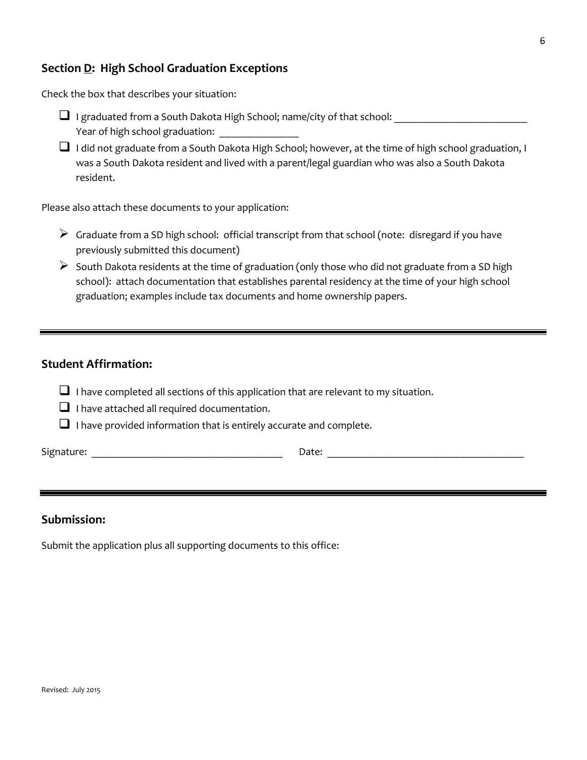## Section D: High School Graduation Exceptions

Check the box that describes your situation:

- ☐ I graduated from a South Dakota High School; name/city of that school: _________________________
  Year of high school graduation: _______________
- ☐ I did not graduate from a South Dakota High School; however, at the time of high school graduation, I was a South Dakota resident and lived with a parent/legal guardian who was also a South Dakota resident.

Please also attach these documents to your application:

- Graduate from a SD high school: official transcript from that school (note: disregard if you have previously submitted this document)
- South Dakota residents at the time of graduation (only those who did not graduate from a SD high school): attach documentation that establishes parental residency at the time of your high school graduation; examples include tax documents and home ownership papers.

---

## Student Affirmation:

- ☐ I have completed all sections of this application that are relevant to my situation.
- ☐ I have attached all required documentation.
- ☐ I have provided information that is entirely accurate and complete.

Signature: ____________________________________ Date: ______________________________________

---

## Submission:

Submit the application plus all supporting documents to this office:

Revised: July 2015